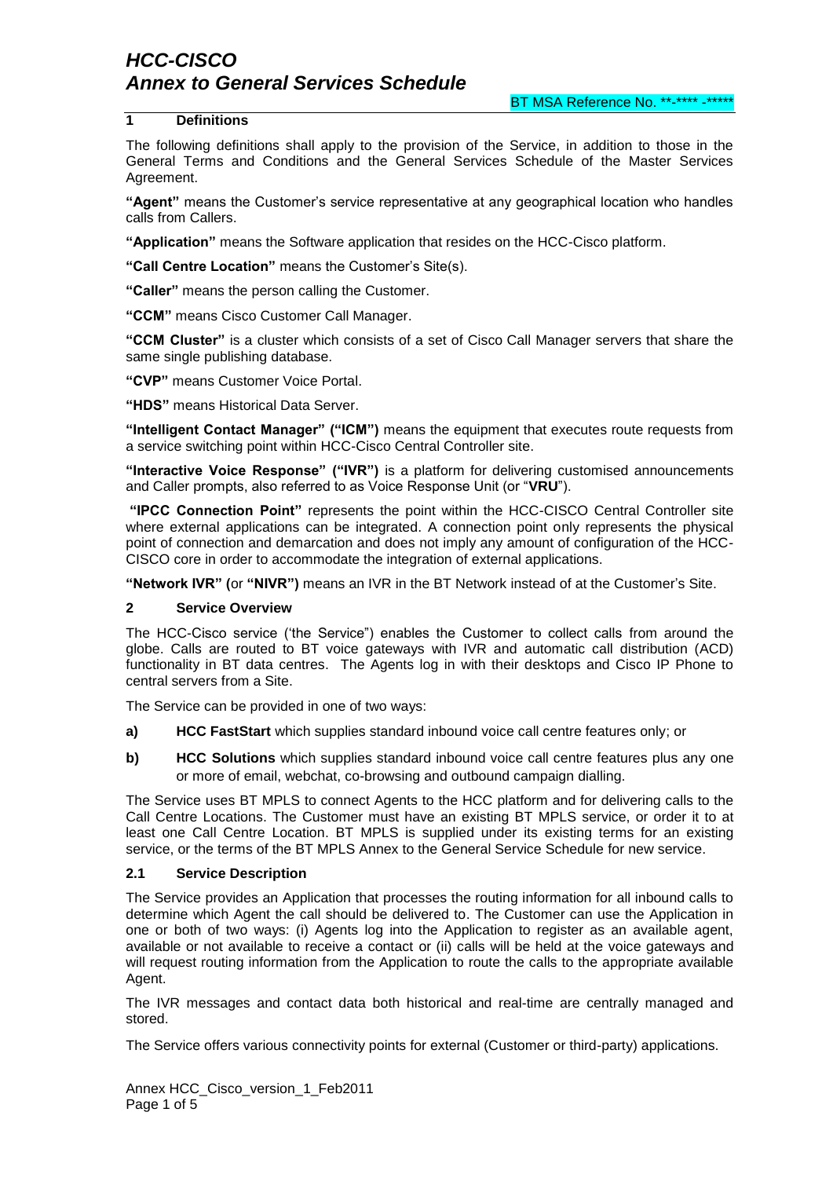# HCC-CISCO
# Annex to General Services Schedule

BT MSA Reference No. **-**** -*****

## 1 Definitions

The following definitions shall apply to the provision of the Service, in addition to those in the General Terms and Conditions and the General Services Schedule of the Master Services Agreement.

**"Agent"** means the Customer's service representative at any geographical location who handles calls from Callers.

**"Application"** means the Software application that resides on the HCC-Cisco platform.

**"Call Centre Location"** means the Customer's Site(s).

**"Caller"** means the person calling the Customer.

**"CCM"** means Cisco Customer Call Manager.

**"CCM Cluster"** is a cluster which consists of a set of Cisco Call Manager servers that share the same single publishing database.

**"CVP"** means Customer Voice Portal.

**"HDS"** means Historical Data Server.

**"Intelligent Contact Manager" ("ICM")** means the equipment that executes route requests from a service switching point within HCC-Cisco Central Controller site.

**"Interactive Voice Response" ("IVR")** is a platform for delivering customised announcements and Caller prompts, also referred to as Voice Response Unit (or "**VRU**").

**"IPCC Connection Point"** represents the point within the HCC-CISCO Central Controller site where external applications can be integrated. A connection point only represents the physical point of connection and demarcation and does not imply any amount of configuration of the HCC-CISCO core in order to accommodate the integration of external applications.

**"Network IVR" (**or **"NIVR")** means an IVR in the BT Network instead of at the Customer's Site.

## 2 Service Overview

The HCC-Cisco service ('the Service") enables the Customer to collect calls from around the globe. Calls are routed to BT voice gateways with IVR and automatic call distribution (ACD) functionality in BT data centres. The Agents log in with their desktops and Cisco IP Phone to central servers from a Site.

The Service can be provided in one of two ways:

**a) HCC FastStart** which supplies standard inbound voice call centre features only; or

**b) HCC Solutions** which supplies standard inbound voice call centre features plus any one or more of email, webchat, co-browsing and outbound campaign dialling.

The Service uses BT MPLS to connect Agents to the HCC platform and for delivering calls to the Call Centre Locations. The Customer must have an existing BT MPLS service, or order it to at least one Call Centre Location. BT MPLS is supplied under its existing terms for an existing service, or the terms of the BT MPLS Annex to the General Service Schedule for new service.

### 2.1 Service Description

The Service provides an Application that processes the routing information for all inbound calls to determine which Agent the call should be delivered to. The Customer can use the Application in one or both of two ways: (i) Agents log into the Application to register as an available agent, available or not available to receive a contact or (ii) calls will be held at the voice gateways and will request routing information from the Application to route the calls to the appropriate available Agent.

The IVR messages and contact data both historical and real-time are centrally managed and stored.

The Service offers various connectivity points for external (Customer or third-party) applications.

Annex HCC_Cisco_version_1_Feb2011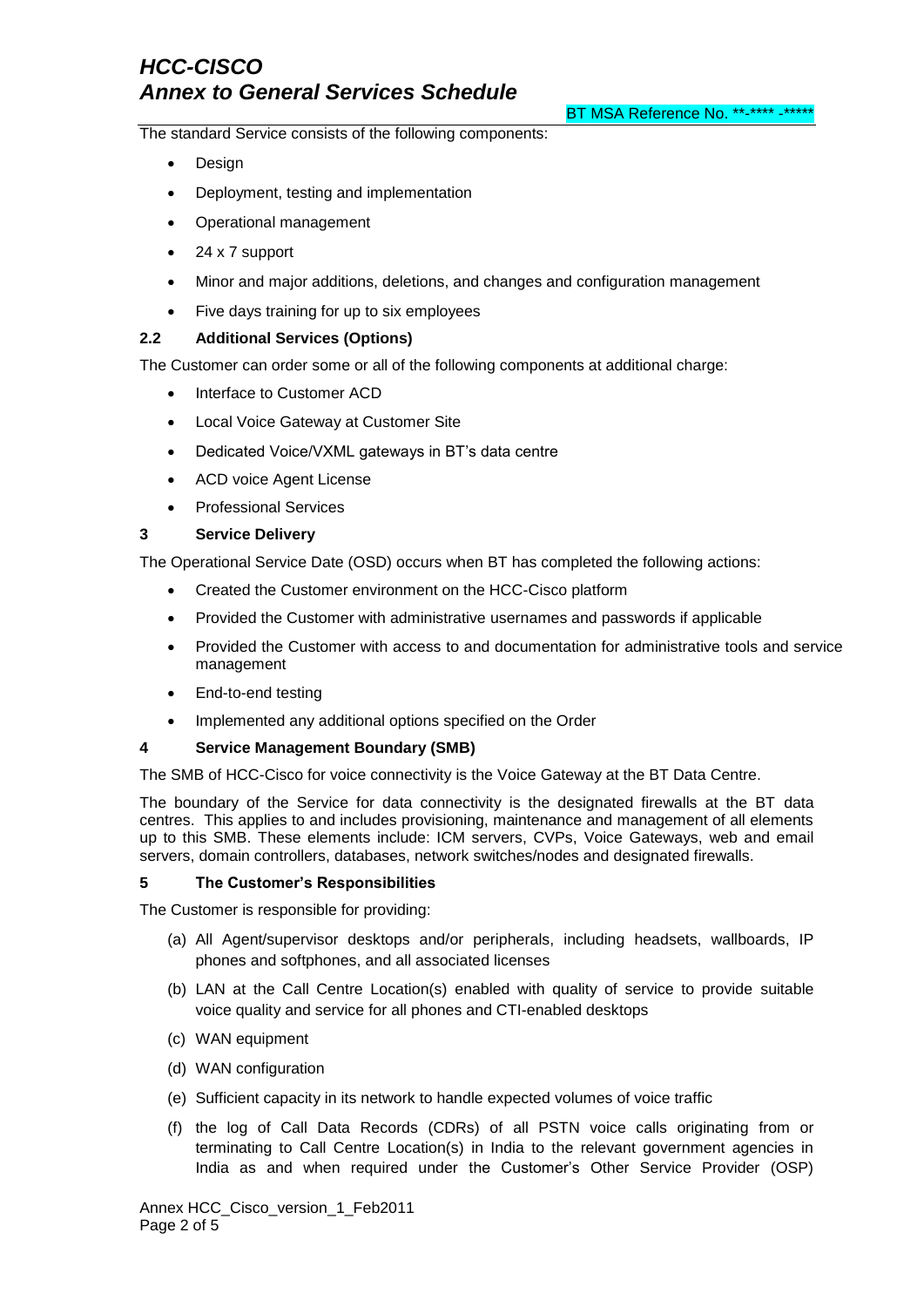The standard Service consists of the following components:

- Design
- Deployment, testing and implementation
- Operational management
- 24 x 7 support
- Minor and major additions, deletions, and changes and configuration management
- Five days training for up to six employees

### 2.2 Additional Services (Options)

The Customer can order some or all of the following components at additional charge:

- Interface to Customer ACD
- Local Voice Gateway at Customer Site
- Dedicated Voice/VXML gateways in BT's data centre
- ACD voice Agent License
- Professional Services

## 3 Service Delivery

The Operational Service Date (OSD) occurs when BT has completed the following actions:

- Created the Customer environment on the HCC-Cisco platform
- Provided the Customer with administrative usernames and passwords if applicable
- Provided the Customer with access to and documentation for administrative tools and service management
- End-to-end testing
- Implemented any additional options specified on the Order

## 4 Service Management Boundary (SMB)

The SMB of HCC-Cisco for voice connectivity is the Voice Gateway at the BT Data Centre.

The boundary of the Service for data connectivity is the designated firewalls at the BT data centres. This applies to and includes provisioning, maintenance and management of all elements up to this SMB. These elements include: ICM servers, CVPs, Voice Gateways, web and email servers, domain controllers, databases, network switches/nodes and designated firewalls.

## 5 The Customer's Responsibilities

The Customer is responsible for providing:

(a) All Agent/supervisor desktops and/or peripherals, including headsets, wallboards, IP phones and softphones, and all associated licenses

(b) LAN at the Call Centre Location(s) enabled with quality of service to provide suitable voice quality and service for all phones and CTI-enabled desktops

(c) WAN equipment

(d) WAN configuration

(e) Sufficient capacity in its network to handle expected volumes of voice traffic

(f) the log of Call Data Records (CDRs) of all PSTN voice calls originating from or terminating to Call Centre Location(s) in India to the relevant government agencies in India as and when required under the Customer's Other Service Provider (OSP)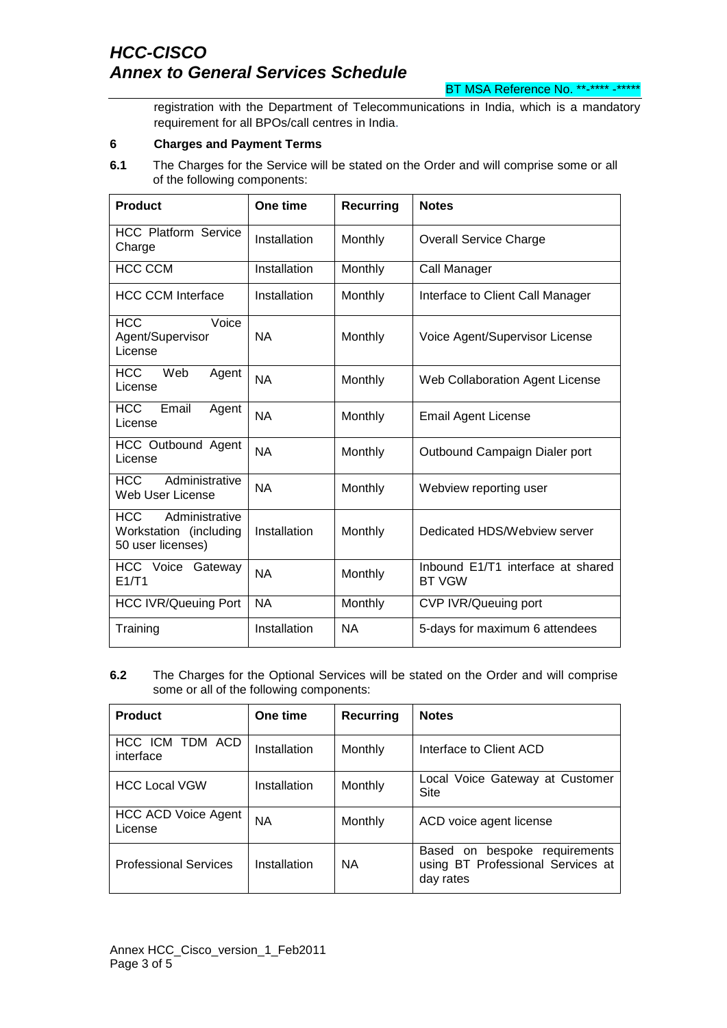registration with the Department of Telecommunications in India, which is a mandatory requirement for all BPOs/call centres in India.

## 6 Charges and Payment Terms

**6.1** The Charges for the Service will be stated on the Order and will comprise some or all of the following components:

| Product | One time | Recurring | Notes |
|---|---|---|---|
| HCC Platform Service Charge | Installation | Monthly | Overall Service Charge |
| HCC CCM | Installation | Monthly | Call Manager |
| HCC CCM Interface | Installation | Monthly | Interface to Client Call Manager |
| HCC Voice Agent/Supervisor License | NA | Monthly | Voice Agent/Supervisor License |
| HCC Web Agent License | NA | Monthly | Web Collaboration Agent License |
| HCC Email Agent License | NA | Monthly | Email Agent License |
| HCC Outbound Agent License | NA | Monthly | Outbound Campaign Dialer port |
| HCC Administrative Web User License | NA | Monthly | Webview reporting user |
| HCC Administrative Workstation (including 50 user licenses) | Installation | Monthly | Dedicated HDS/Webview server |
| HCC Voice Gateway E1/T1 | NA | Monthly | Inbound E1/T1 interface at shared BT VGW |
| HCC IVR/Queuing Port | NA | Monthly | CVP IVR/Queuing port |
| Training | Installation | NA | 5-days for maximum 6 attendees |

**6.2** The Charges for the Optional Services will be stated on the Order and will comprise some or all of the following components:

| Product | One time | Recurring | Notes |
|---|---|---|---|
| HCC ICM TDM ACD interface | Installation | Monthly | Interface to Client ACD |
| HCC Local VGW | Installation | Monthly | Local Voice Gateway at Customer Site |
| HCC ACD Voice Agent License | NA | Monthly | ACD voice agent license |
| Professional Services | Installation | NA | Based on bespoke requirements using BT Professional Services at day rates |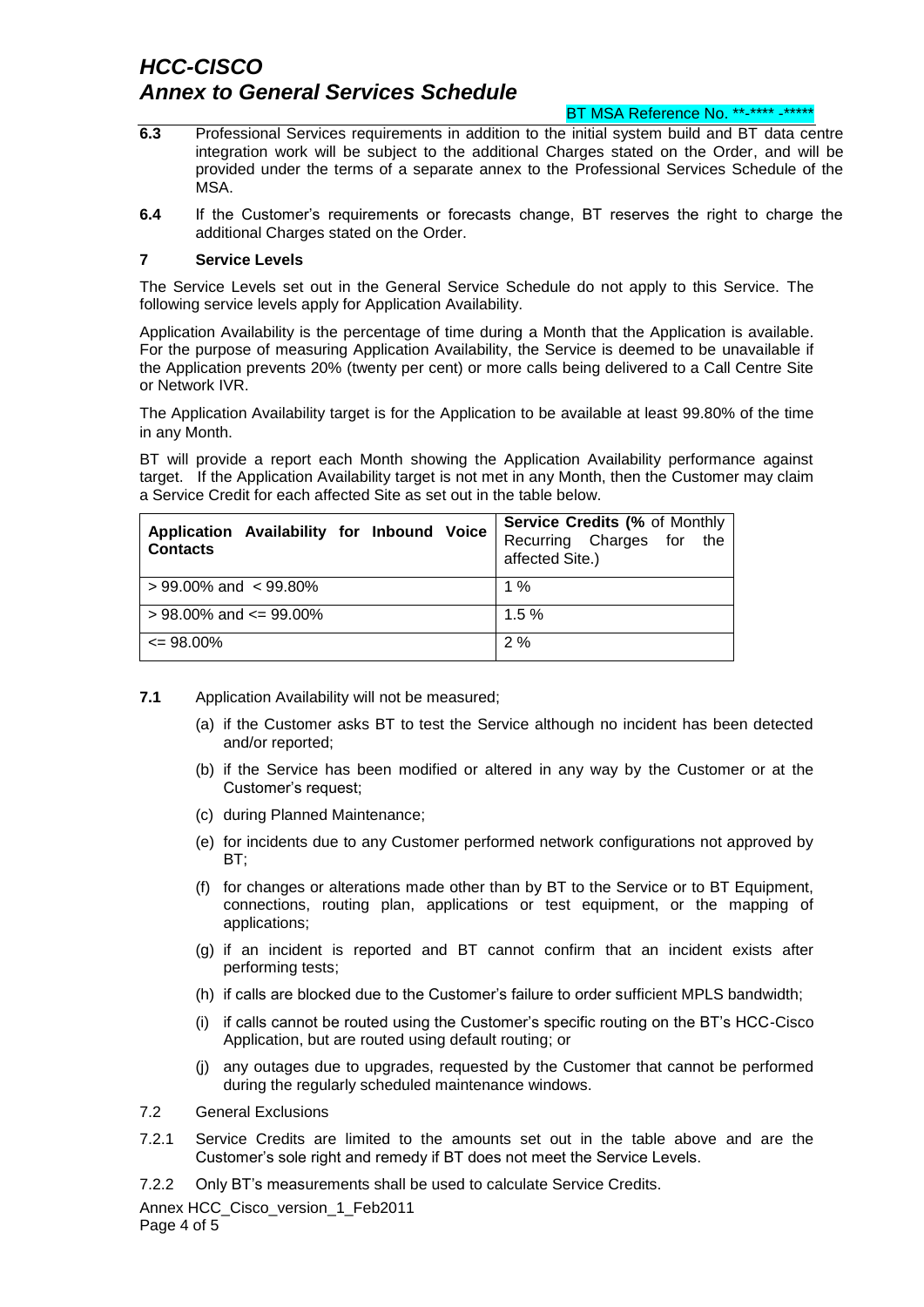**6.3** Professional Services requirements in addition to the initial system build and BT data centre integration work will be subject to the additional Charges stated on the Order, and will be provided under the terms of a separate annex to the Professional Services Schedule of the MSA.

**6.4** If the Customer's requirements or forecasts change, BT reserves the right to charge the additional Charges stated on the Order.

## 7 Service Levels

The Service Levels set out in the General Service Schedule do not apply to this Service. The following service levels apply for Application Availability.

Application Availability is the percentage of time during a Month that the Application is available. For the purpose of measuring Application Availability, the Service is deemed to be unavailable if the Application prevents 20% (twenty per cent) or more calls being delivered to a Call Centre Site or Network IVR.

The Application Availability target is for the Application to be available at least 99.80% of the time in any Month.

BT will provide a report each Month showing the Application Availability performance against target. If the Application Availability target is not met in any Month, then the Customer may claim a Service Credit for each affected Site as set out in the table below.

| **Application Availability for Inbound Voice Contacts** | **Service Credits (%** of Monthly Recurring Charges for the affected Site.) |
|---|---|
| > 99.00% and < 99.80% | 1 % |
| > 98.00% and <= 99.00% | 1.5 % |
| <= 98.00% | 2 % |

**7.1** Application Availability will not be measured;

(a) if the Customer asks BT to test the Service although no incident has been detected and/or reported;

(b) if the Service has been modified or altered in any way by the Customer or at the Customer's request;

(c) during Planned Maintenance;

(e) for incidents due to any Customer performed network configurations not approved by BT;

(f) for changes or alterations made other than by BT to the Service or to BT Equipment, connections, routing plan, applications or test equipment, or the mapping of applications;

(g) if an incident is reported and BT cannot confirm that an incident exists after performing tests;

(h) if calls are blocked due to the Customer's failure to order sufficient MPLS bandwidth;

(i) if calls cannot be routed using the Customer's specific routing on the BT's HCC-Cisco Application, but are routed using default routing; or

(j) any outages due to upgrades, requested by the Customer that cannot be performed during the regularly scheduled maintenance windows.

7.2 General Exclusions

7.2.1 Service Credits are limited to the amounts set out in the table above and are the Customer's sole right and remedy if BT does not meet the Service Levels.

7.2.2 Only BT's measurements shall be used to calculate Service Credits.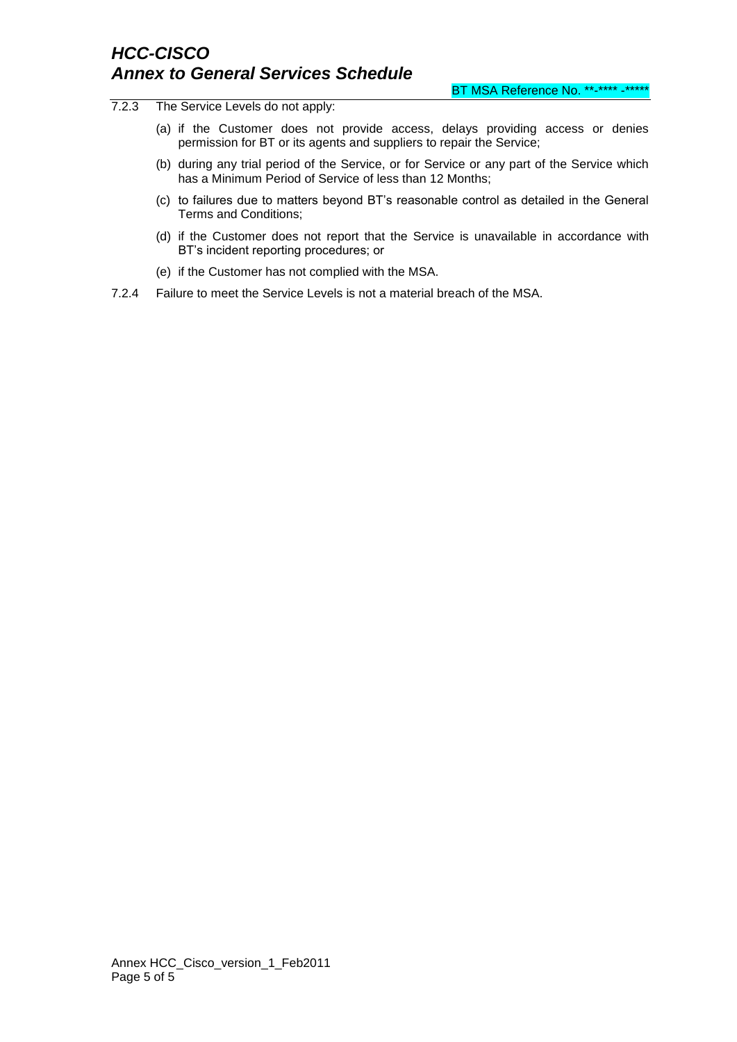7.2.3 The Service Levels do not apply:

(a) if the Customer does not provide access, delays providing access or denies permission for BT or its agents and suppliers to repair the Service;

(b) during any trial period of the Service, or for Service or any part of the Service which has a Minimum Period of Service of less than 12 Months;

(c) to failures due to matters beyond BT's reasonable control as detailed in the General Terms and Conditions;

(d) if the Customer does not report that the Service is unavailable in accordance with BT's incident reporting procedures; or

(e) if the Customer has not complied with the MSA.

7.2.4 Failure to meet the Service Levels is not a material breach of the MSA.